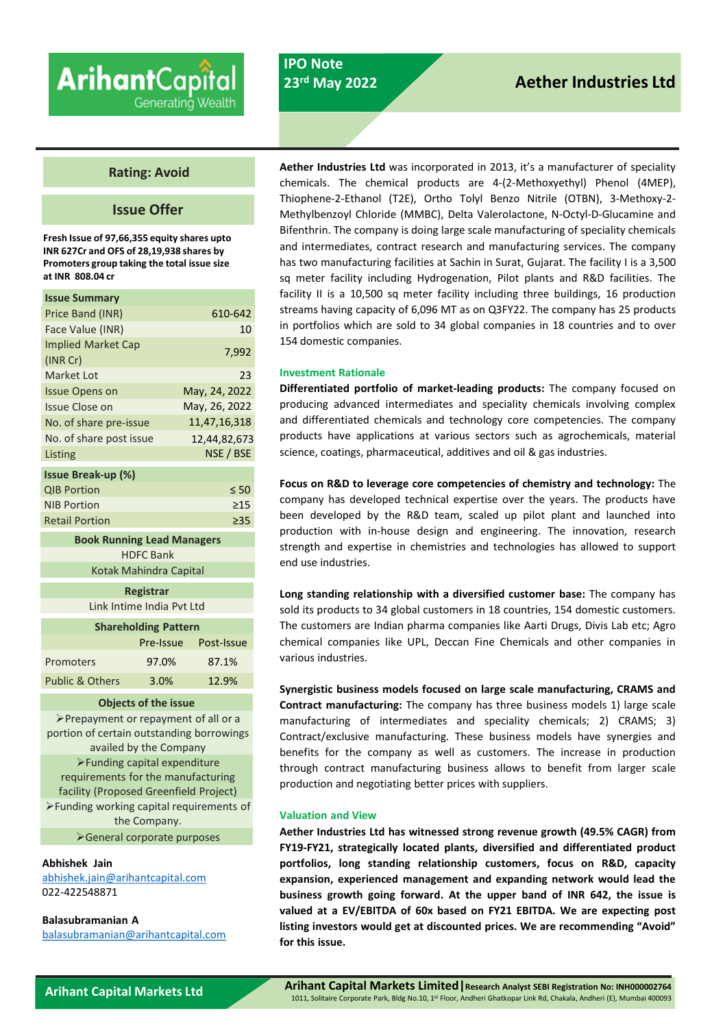# IPO Note

23rd May 2022

# Aether Industries Ltd

## Rating: Avoid

## Issue Offer

**Fresh Issue of 97,66,355 equity shares upto INR 627Cr and OFS of 28,19,938 shares by Promoters group taking the total issue size at INR 808.04 cr**

| Issue Summary | |
|---|---|
| Price Band (INR) | 610-642 |
| Face Value (INR) | 10 |
| Implied Market Cap (INR Cr) | 7,992 |
| Market Lot | 23 |
| Issue Opens on | May, 24, 2022 |
| Issue Close on | May, 26, 2022 |
| No. of share pre-issue | 11,47,16,318 |
| No. of share post issue | 12,44,82,673 |
| Listing | NSE / BSE |

| Issue Break-up (%) | |
|---|---|
| QIB Portion | ≤ 50 |
| NIB Portion | ≥15 |
| Retail Portion | ≥35 |

**Book Running Lead Managers**

HDFC Bank

Kotak Mahindra Capital

**Registrar**

Link Intime India Pvt Ltd

| Shareholding Pattern | Pre-Issue | Post-Issue |
|---|---|---|
| Promoters | 97.0% | 87.1% |
| Public & Others | 3.0% | 12.9% |

**Objects of the issue**

- Prepayment or repayment of all or a portion of certain outstanding borrowings availed by the Company
- Funding capital expenditure requirements for the manufacturing facility (Proposed Greenfield Project)
- Funding working capital requirements of the Company.
- General corporate purposes

**Abhishek Jain**
abhishek.jain@arihantcapital.com
022-422548871

**Balasubramanian A**
balasubramanian@arihantcapital.com

**Aether Industries Ltd** was incorporated in 2013, it's a manufacturer of speciality chemicals. The chemical products are 4-(2-Methoxyethyl) Phenol (4MEP), Thiophene-2-Ethanol (T2E), Ortho Tolyl Benzo Nitrile (OTBN), 3-Methoxy-2-Methylbenzoyl Chloride (MMBC), Delta Valerolactone, N-Octyl-D-Glucamine and Bifenthrin. The company is doing large scale manufacturing of speciality chemicals and intermediates, contract research and manufacturing services. The company has two manufacturing facilities at Sachin in Surat, Gujarat. The facility I is a 3,500 sq meter facility including Hydrogenation, Pilot plants and R&D facilities. The facility II is a 10,500 sq meter facility including three buildings, 16 production streams having capacity of 6,096 MT as on Q3FY22. The company has 25 products in portfolios which are sold to 34 global companies in 18 countries and to over 154 domestic companies.

### Investment Rationale

**Differentiated portfolio of market-leading products:** The company focused on producing advanced intermediates and speciality chemicals involving complex and differentiated chemicals and technology core competencies. The company products have applications at various sectors such as agrochemicals, material science, coatings, pharmaceutical, additives and oil & gas industries.

**Focus on R&D to leverage core competencies of chemistry and technology:** The company has developed technical expertise over the years. The products have been developed by the R&D team, scaled up pilot plant and launched into production with in-house design and engineering. The innovation, research strength and expertise in chemistries and technologies has allowed to support end use industries.

**Long standing relationship with a diversified customer base:** The company has sold its products to 34 global customers in 18 countries, 154 domestic customers. The customers are Indian pharma companies like Aarti Drugs, Divis Lab etc; Agro chemical companies like UPL, Deccan Fine Chemicals and other companies in various industries.

**Synergistic business models focused on large scale manufacturing, CRAMS and Contract manufacturing:** The company has three business models 1) large scale manufacturing of intermediates and speciality chemicals; 2) CRAMS; 3) Contract/exclusive manufacturing. These business models have synergies and benefits for the company as well as customers. The increase in production through contract manufacturing business allows to benefit from larger scale production and negotiating better prices with suppliers.

### Valuation and View

**Aether Industries Ltd has witnessed strong revenue growth (49.5% CAGR) from FY19-FY21, strategically located plants, diversified and differentiated product portfolios, long standing relationship customers, focus on R&D, capacity expansion, experienced management and expanding network would lead the business growth going forward. At the upper band of INR 642, the issue is valued at a EV/EBITDA of 60x based on FY21 EBITDA. We are expecting post listing investors would get at discounted prices. We are recommending "Avoid" for this issue.**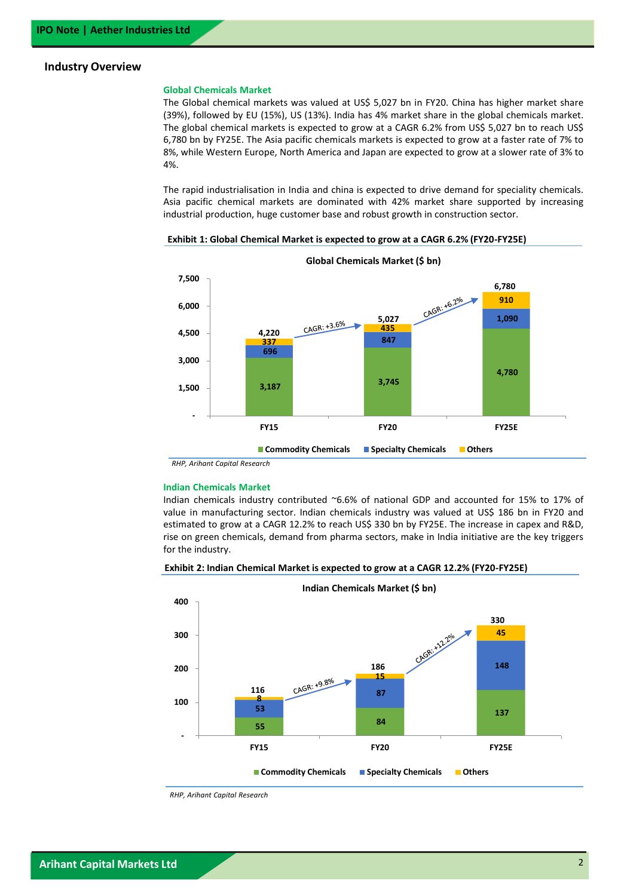## Industry Overview

### Global Chemicals Market

The Global chemical markets was valued at US$ 5,027 bn in FY20. China has higher market share (39%), followed by EU (15%), US (13%). India has 4% market share in the global chemicals market. The global chemical markets is expected to grow at a CAGR 6.2% from US$ 5,027 bn to reach US$ 6,780 bn by FY25E. The Asia pacific chemicals markets is expected to grow at a faster rate of 7% to 8%, while Western Europe, North America and Japan are expected to grow at a slower rate of 3% to 4%.

The rapid industrialisation in India and china is expected to drive demand for speciality chemicals. Asia pacific chemical markets are dominated with 42% market share supported by increasing industrial production, huge customer base and robust growth in construction sector.

**Exhibit 1: Global Chemical Market is expected to grow at a CAGR 6.2% (FY20-FY25E)**

**Global Chemicals Market ($ bn)**

| | FY15 | FY20 | FY25E |
|---|---|---|---|
| Commodity Chemicals | 3,187 | 3,745 | 4,780 |
| Specialty Chemicals | 696 | 847 | 1,090 |
| Others | 337 | 435 | 910 |
| Total | 4,220 | 5,027 | 6,780 |

CAGR: +3.6% (FY15–FY20); CAGR: +6.2% (FY20–FY25E)

*RHP, Arihant Capital Research*

### Indian Chemicals Market

Indian chemicals industry contributed ~6.6% of national GDP and accounted for 15% to 17% of value in manufacturing sector. Indian chemicals industry was valued at US$ 186 bn in FY20 and estimated to grow at a CAGR 12.2% to reach US$ 330 bn by FY25E. The increase in capex and R&D, rise on green chemicals, demand from pharma sectors, make in India initiative are the key triggers for the industry.

**Exhibit 2: Indian Chemical Market is expected to grow at a CAGR 12.2% (FY20-FY25E)**

**Indian Chemicals Market ($ bn)**

| | FY15 | FY20 | FY25E |
|---|---|---|---|
| Commodity Chemicals | 55 | 84 | 137 |
| Specialty Chemicals | 53 | 87 | 148 |
| Others | 8 | 15 | 45 |
| Total | 116 | 186 | 330 |

CAGR: +9.8% (FY15–FY20); CAGR: +12.2% (FY20–FY25E)

*RHP, Arihant Capital Research*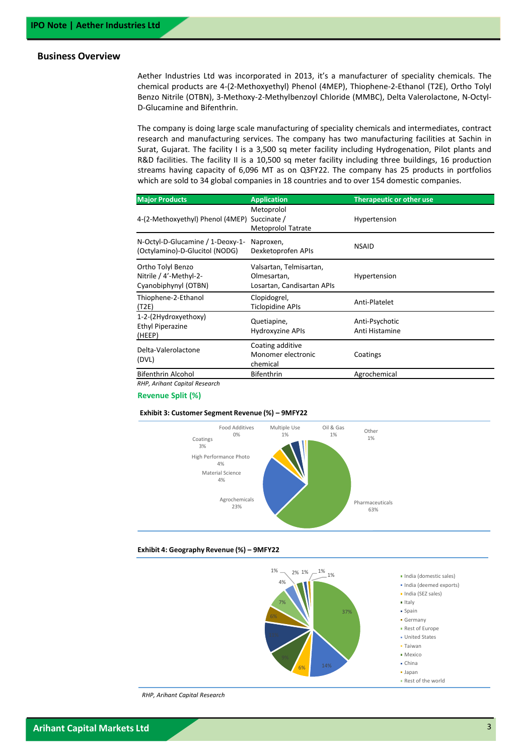## Business Overview

Aether Industries Ltd was incorporated in 2013, it's a manufacturer of speciality chemicals. The chemical products are 4-(2-Methoxyethyl) Phenol (4MEP), Thiophene-2-Ethanol (T2E), Ortho Tolyl Benzo Nitrile (OTBN), 3-Methoxy-2-Methylbenzoyl Chloride (MMBC), Delta Valerolactone, N-Octyl-D-Glucamine and Bifenthrin.

The company is doing large scale manufacturing of speciality chemicals and intermediates, contract research and manufacturing services. The company has two manufacturing facilities at Sachin in Surat, Gujarat. The facility I is a 3,500 sq meter facility including Hydrogenation, Pilot plants and R&D facilities. The facility II is a 10,500 sq meter facility including three buildings, 16 production streams having capacity of 6,096 MT as on Q3FY22. The company has 25 products in portfolios which are sold to 34 global companies in 18 countries and to over 154 domestic companies.

| Major Products | Application | Therapeutic or other use |
|---|---|---|
| 4-(2-Methoxyethyl) Phenol (4MEP) | Metoprolol Succinate / Metoprolol Tatrate | Hypertension |
| N-Octyl-D-Glucamine / 1-Deoxy-1-(Octylamino)-D-Glucitol (NODG) | Naproxen, Dexketoprofen APIs | NSAID |
| Ortho Tolyl Benzo Nitrile / 4'-Methyl-2-Cyanobiphynyl (OTBN) | Valsartan, Telmisartan, Olmesartan, Losartan, Candisartan APIs | Hypertension |
| Thiophene-2-Ethanol (T2E) | Clopidogrel, Ticlopidine APIs | Anti-Platelet |
| 1-2-(2Hydroxyethoxy) Ethyl Piperazine (HEEP) | Quetiapine, Hydroxyzine APIs | Anti-Psychotic Anti Histamine |
| Delta-Valerolactone (DVL) | Coating additive Monomer electronic chemical | Coatings |
| Bifenthrin Alcohol | Bifenthrin | Agrochemical |

*RHP, Arihant Capital Research*

### Revenue Split (%)

**Exhibit 3: Customer Segment Revenue (%) – 9MFY22**

| Segment | % |
|---|---|
| Pharmaceuticals | 63% |
| Agrochemicals | 23% |
| Material Science | 4% |
| High Performance Photo | 4% |
| Coatings | 3% |
| Food Additives | 0% |
| Multiple Use | 1% |
| Oil & Gas | 1% |
| Other | 1% |

**Exhibit 4: Geography Revenue (%) – 9MFY22**

Legend: India (domestic sales), India (deemed exports), India (SEZ sales), Italy, Spain, Germany, Rest of Europe, United States, Taiwan, Mexico, China, Japan, Rest of the world

Values shown: 37%, 14%, 6%, 9%, 6%, 7%, 4%, 1%, 2%, 1%, 1%, 1%

*RHP, Arihant Capital Research*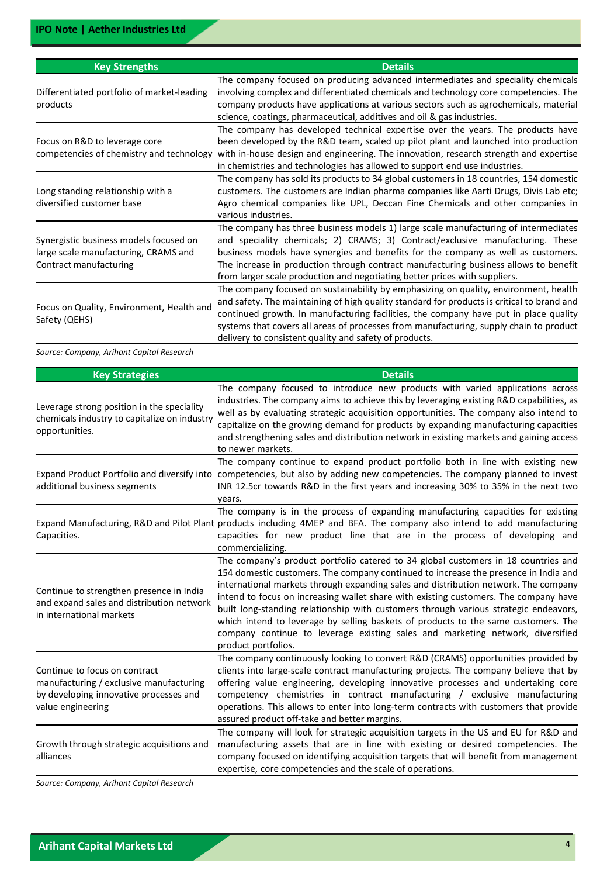| Key Strengths | Details |
| --- | --- |
| Differentiated portfolio of market-leading products | The company focused on producing advanced intermediates and speciality chemicals involving complex and differentiated chemicals and technology core competencies. The company products have applications at various sectors such as agrochemicals, material science, coatings, pharmaceutical, additives and oil & gas industries. |
| Focus on R&D to leverage core competencies of chemistry and technology | The company has developed technical expertise over the years. The products have been developed by the R&D team, scaled up pilot plant and launched into production with in-house design and engineering. The innovation, research strength and expertise in chemistries and technologies has allowed to support end use industries. |
| Long standing relationship with a diversified customer base | The company has sold its products to 34 global customers in 18 countries, 154 domestic customers. The customers are Indian pharma companies like Aarti Drugs, Divis Lab etc; Agro chemical companies like UPL, Deccan Fine Chemicals and other companies in various industries. |
| Synergistic business models focused on large scale manufacturing, CRAMS and Contract manufacturing | The company has three business models 1) large scale manufacturing of intermediates and speciality chemicals; 2) CRAMS; 3) Contract/exclusive manufacturing. These business models have synergies and benefits for the company as well as customers. The increase in production through contract manufacturing business allows to benefit from larger scale production and negotiating better prices with suppliers. |
| Focus on Quality, Environment, Health and Safety (QEHS) | The company focused on sustainability by emphasizing on quality, environment, health and safety. The maintaining of high quality standard for products is critical to brand and continued growth. In manufacturing facilities, the company have put in place quality systems that covers all areas of processes from manufacturing, supply chain to product delivery to consistent quality and safety of products. |

*Source: Company, Arihant Capital Research*

| Key Strategies | Details |
| --- | --- |
| Leverage strong position in the speciality chemicals industry to capitalize on industry opportunities. | The company focused to introduce new products with varied applications across industries. The company aims to achieve this by leveraging existing R&D capabilities, as well as by evaluating strategic acquisition opportunities. The company also intend to capitalize on the growing demand for products by expanding manufacturing capacities and strengthening sales and distribution network in existing markets and gaining access to newer markets. |
| Expand Product Portfolio and diversify into additional business segments | The company continue to expand product portfolio both in line with existing new competencies, but also by adding new competencies. The company planned to invest INR 12.5cr towards R&D in the first years and increasing 30% to 35% in the next two years. |
| Expand Manufacturing, R&D and Pilot Plant Capacities. | The company is in the process of expanding manufacturing capacities for existing products including 4MEP and BFA. The company also intend to add manufacturing capacities for new product line that are in the process of developing and commercializing. |
| Continue to strengthen presence in India and expand sales and distribution network in international markets | The company's product portfolio catered to 34 global customers in 18 countries and 154 domestic customers. The company continued to increase the presence in India and international markets through expanding sales and distribution network. The company intend to focus on increasing wallet share with existing customers. The company have built long-standing relationship with customers through various strategic endeavors, which intend to leverage by selling baskets of products to the same customers. The company continue to leverage existing sales and marketing network, diversified product portfolios. |
| Continue to focus on contract manufacturing / exclusive manufacturing by developing innovative processes and value engineering | The company continuously looking to convert R&D (CRAMS) opportunities provided by clients into large-scale contract manufacturing projects. The company believe that by offering value engineering, developing innovative processes and undertaking core competency chemistries in contract manufacturing / exclusive manufacturing operations. This allows to enter into long-term contracts with customers that provide assured product off-take and better margins. |
| Growth through strategic acquisitions and alliances | The company will look for strategic acquisition targets in the US and EU for R&D and manufacturing assets that are in line with existing or desired competencies. The company focused on identifying acquisition targets that will benefit from management expertise, core competencies and the scale of operations. |

*Source: Company, Arihant Capital Research*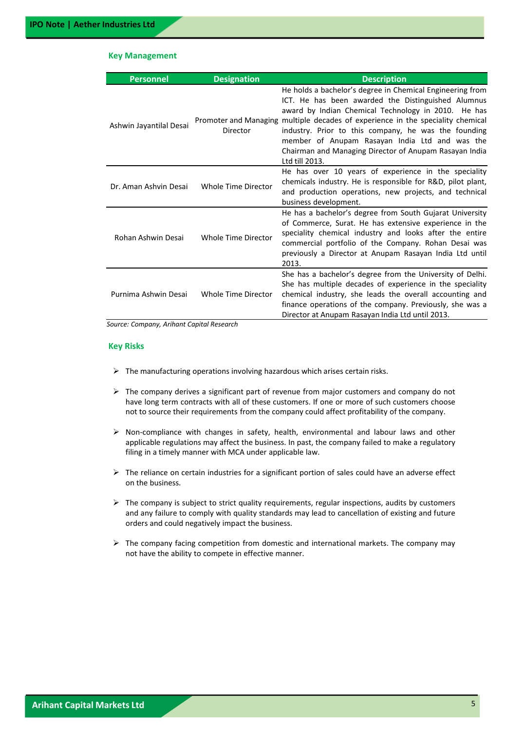## Key Management

| Personnel | Designation | Description |
|---|---|---|
| Ashwin Jayantilal Desai | Promoter and Managing Director | He holds a bachelor's degree in Chemical Engineering from ICT. He has been awarded the Distinguished Alumnus award by Indian Chemical Technology in 2010. He has multiple decades of experience in the speciality chemical industry. Prior to this company, he was the founding member of Anupam Rasayan India Ltd and was the Chairman and Managing Director of Anupam Rasayan India Ltd till 2013. |
| Dr. Aman Ashvin Desai | Whole Time Director | He has over 10 years of experience in the speciality chemicals industry. He is responsible for R&D, pilot plant, and production operations, new projects, and technical business development. |
| Rohan Ashwin Desai | Whole Time Director | He has a bachelor's degree from South Gujarat University of Commerce, Surat. He has extensive experience in the speciality chemical industry and looks after the entire commercial portfolio of the Company. Rohan Desai was previously a Director at Anupam Rasayan India Ltd until 2013. |
| Purnima Ashwin Desai | Whole Time Director | She has a bachelor's degree from the University of Delhi. She has multiple decades of experience in the speciality chemical industry, she leads the overall accounting and finance operations of the company. Previously, she was a Director at Anupam Rasayan India Ltd until 2013. |

*Source: Company, Arihant Capital Research*

## Key Risks

- The manufacturing operations involving hazardous which arises certain risks.
- The company derives a significant part of revenue from major customers and company do not have long term contracts with all of these customers. If one or more of such customers choose not to source their requirements from the company could affect profitability of the company.
- Non-compliance with changes in safety, health, environmental and labour laws and other applicable regulations may affect the business. In past, the company failed to make a regulatory filing in a timely manner with MCA under applicable law.
- The reliance on certain industries for a significant portion of sales could have an adverse effect on the business.
- The company is subject to strict quality requirements, regular inspections, audits by customers and any failure to comply with quality standards may lead to cancellation of existing and future orders and could negatively impact the business.
- The company facing competition from domestic and international markets. The company may not have the ability to compete in effective manner.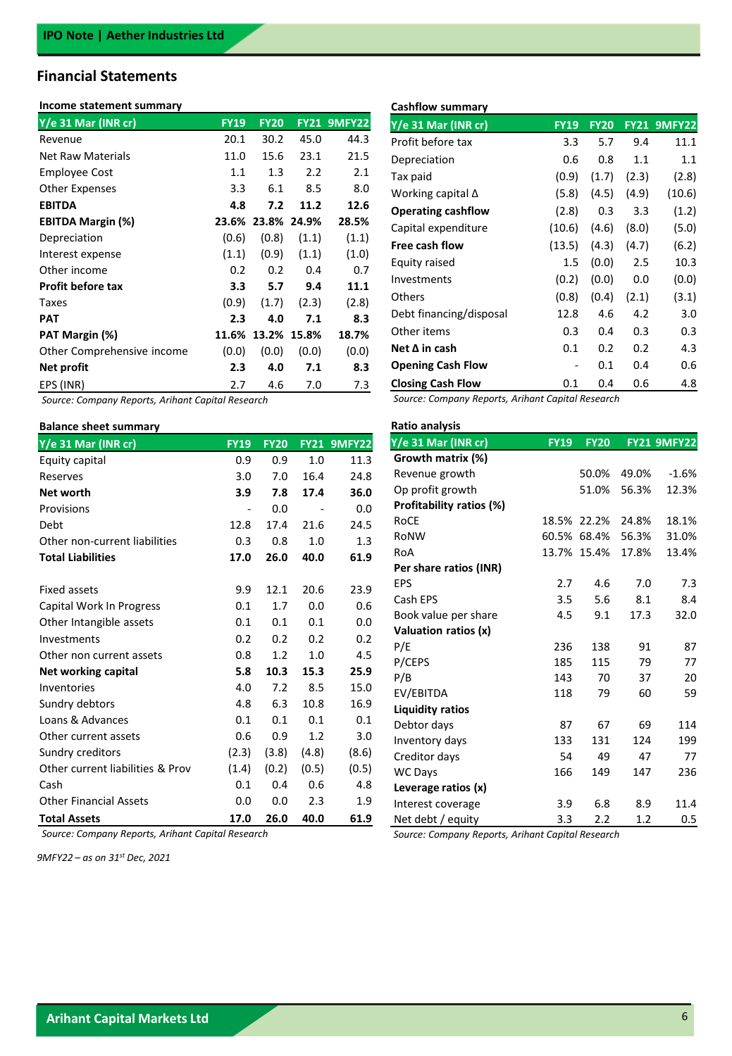## Financial Statements

**Income statement summary**

| Y/e 31 Mar (INR cr) | FY19 | FY20 | FY21 | 9MFY22 |
|---|---|---|---|---|
| Revenue | 20.1 | 30.2 | 45.0 | 44.3 |
| Net Raw Materials | 11.0 | 15.6 | 23.1 | 21.5 |
| Employee Cost | 1.1 | 1.3 | 2.2 | 2.1 |
| Other Expenses | 3.3 | 6.1 | 8.5 | 8.0 |
| **EBITDA** | **4.8** | **7.2** | **11.2** | **12.6** |
| **EBITDA Margin (%)** | **23.6%** | **23.8%** | **24.9%** | **28.5%** |
| Depreciation | (0.6) | (0.8) | (1.1) | (1.1) |
| Interest expense | (1.1) | (0.9) | (1.1) | (1.0) |
| Other income | 0.2 | 0.2 | 0.4 | 0.7 |
| **Profit before tax** | **3.3** | **5.7** | **9.4** | **11.1** |
| Taxes | (0.9) | (1.7) | (2.3) | (2.8) |
| **PAT** | **2.3** | **4.0** | **7.1** | **8.3** |
| **PAT Margin (%)** | **11.6%** | **13.2%** | **15.8%** | **18.7%** |
| Other Comprehensive income | (0.0) | (0.0) | (0.0) | (0.0) |
| **Net profit** | **2.3** | **4.0** | **7.1** | **8.3** |
| EPS (INR) | 2.7 | 4.6 | 7.0 | 7.3 |

*Source: Company Reports, Arihant Capital Research*

**Cashflow summary**

| Y/e 31 Mar (INR cr) | FY19 | FY20 | FY21 | 9MFY22 |
|---|---|---|---|---|
| Profit before tax | 3.3 | 5.7 | 9.4 | 11.1 |
| Depreciation | 0.6 | 0.8 | 1.1 | 1.1 |
| Tax paid | (0.9) | (1.7) | (2.3) | (2.8) |
| Working capital Δ | (5.8) | (4.5) | (4.9) | (10.6) |
| **Operating cashflow** | (2.8) | 0.3 | 3.3 | (1.2) |
| Capital expenditure | (10.6) | (4.6) | (8.0) | (5.0) |
| **Free cash flow** | (13.5) | (4.3) | (4.7) | (6.2) |
| Equity raised | 1.5 | (0.0) | 2.5 | 10.3 |
| Investments | (0.2) | (0.0) | 0.0 | (0.0) |
| Others | (0.8) | (0.4) | (2.1) | (3.1) |
| Debt financing/disposal | 12.8 | 4.6 | 4.2 | 3.0 |
| Other items | 0.3 | 0.4 | 0.3 | 0.3 |
| **Net Δ in cash** | 0.1 | 0.2 | 0.2 | 4.3 |
| **Opening Cash Flow** | - | 0.1 | 0.4 | 0.6 |
| **Closing Cash Flow** | 0.1 | 0.4 | 0.6 | 4.8 |

*Source: Company Reports, Arihant Capital Research*

**Balance sheet summary**

| Y/e 31 Mar (INR cr) | FY19 | FY20 | FY21 | 9MFY22 |
|---|---|---|---|---|
| Equity capital | 0.9 | 0.9 | 1.0 | 11.3 |
| Reserves | 3.0 | 7.0 | 16.4 | 24.8 |
| **Net worth** | **3.9** | **7.8** | **17.4** | **36.0** |
| Provisions | - | 0.0 | - | 0.0 |
| Debt | 12.8 | 17.4 | 21.6 | 24.5 |
| Other non-current liabilities | 0.3 | 0.8 | 1.0 | 1.3 |
| **Total Liabilities** | **17.0** | **26.0** | **40.0** | **61.9** |
| | | | | |
| Fixed assets | 9.9 | 12.1 | 20.6 | 23.9 |
| Capital Work In Progress | 0.1 | 1.7 | 0.0 | 0.6 |
| Other Intangible assets | 0.1 | 0.1 | 0.1 | 0.0 |
| Investments | 0.2 | 0.2 | 0.2 | 0.2 |
| Other non current assets | 0.8 | 1.2 | 1.0 | 4.5 |
| **Net working capital** | **5.8** | **10.3** | **15.3** | **25.9** |
| Inventories | 4.0 | 7.2 | 8.5 | 15.0 |
| Sundry debtors | 4.8 | 6.3 | 10.8 | 16.9 |
| Loans & Advances | 0.1 | 0.1 | 0.1 | 0.1 |
| Other current assets | 0.6 | 0.9 | 1.2 | 3.0 |
| Sundry creditors | (2.3) | (3.8) | (4.8) | (8.6) |
| Other current liabilities & Prov | (1.4) | (0.2) | (0.5) | (0.5) |
| Cash | 0.1 | 0.4 | 0.6 | 4.8 |
| Other Financial Assets | 0.0 | 0.0 | 2.3 | 1.9 |
| **Total Assets** | **17.0** | **26.0** | **40.0** | **61.9** |

*Source: Company Reports, Arihant Capital Research*

*9MFY22 – as on 31st Dec, 2021*

**Ratio analysis**

| Y/e 31 Mar (INR cr) | FY19 | FY20 | FY21 | 9MFY22 |
|---|---|---|---|---|
| **Growth matrix (%)** | | | | |
| Revenue growth | | 50.0% | 49.0% | -1.6% |
| Op profit growth | | 51.0% | 56.3% | 12.3% |
| **Profitability ratios (%)** | | | | |
| RoCE | 18.5% | 22.2% | 24.8% | 18.1% |
| RoNW | 60.5% | 68.4% | 56.3% | 31.0% |
| RoA | 13.7% | 15.4% | 17.8% | 13.4% |
| **Per share ratios (INR)** | | | | |
| EPS | 2.7 | 4.6 | 7.0 | 7.3 |
| Cash EPS | 3.5 | 5.6 | 8.1 | 8.4 |
| Book value per share | 4.5 | 9.1 | 17.3 | 32.0 |
| **Valuation ratios (x)** | | | | |
| P/E | 236 | 138 | 91 | 87 |
| P/CEPS | 185 | 115 | 79 | 77 |
| P/B | 143 | 70 | 37 | 20 |
| EV/EBITDA | 118 | 79 | 60 | 59 |
| **Liquidity ratios** | | | | |
| Debtor days | 87 | 67 | 69 | 114 |
| Inventory days | 133 | 131 | 124 | 199 |
| Creditor days | 54 | 49 | 47 | 77 |
| WC Days | 166 | 149 | 147 | 236 |
| **Leverage ratios (x)** | | | | |
| Interest coverage | 3.9 | 6.8 | 8.9 | 11.4 |
| Net debt / equity | 3.3 | 2.2 | 1.2 | 0.5 |

*Source: Company Reports, Arihant Capital Research*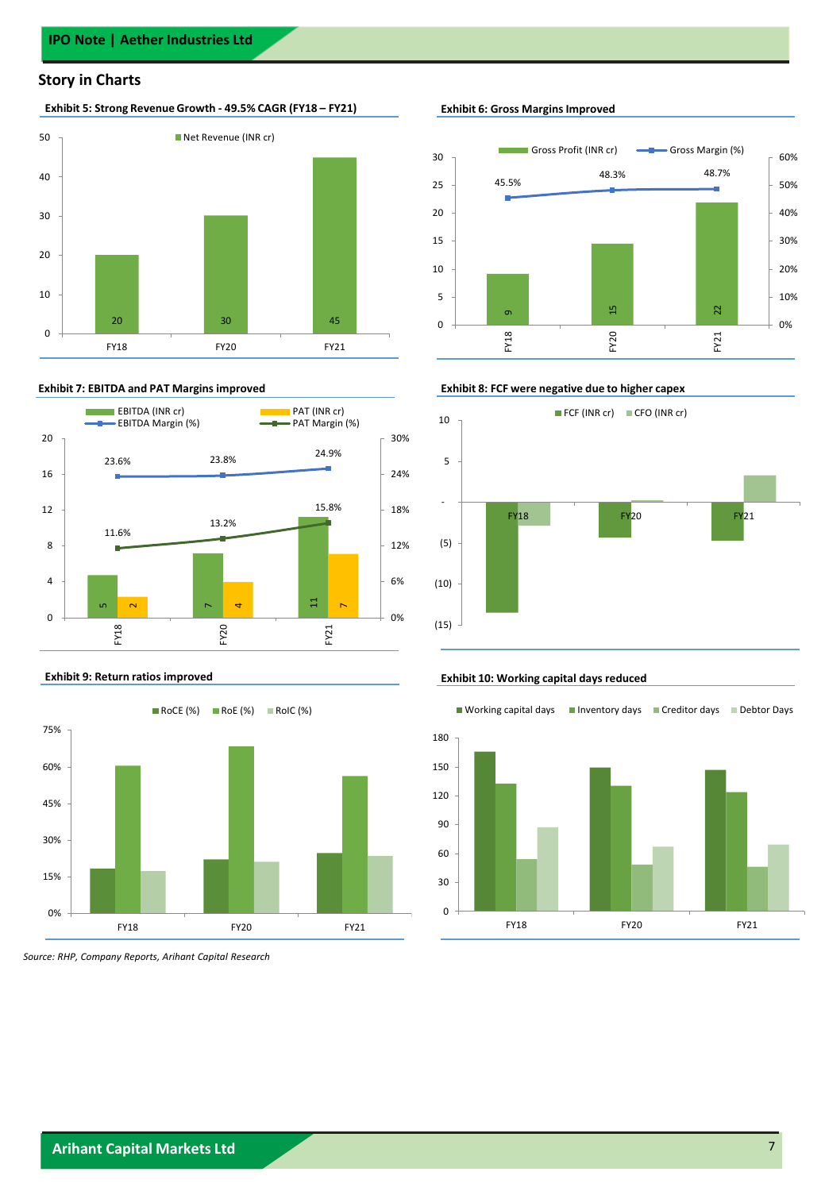## Story in Charts

**Exhibit 5: Strong Revenue Growth - 49.5% CAGR (FY18 – FY21)**

| | Net Revenue (INR cr) |
|---|---|
| FY18 | 20 |
| FY20 | 30 |
| FY21 | 45 |

**Exhibit 6: Gross Margins Improved**

| | Gross Profit (INR cr) | Gross Margin (%) |
|---|---|---|
| FY18 | 9 | 45.5% |
| FY20 | 15 | 48.3% |
| FY21 | 22 | 48.7% |

**Exhibit 7: EBITDA and PAT Margins improved**

| | EBITDA (INR cr) | PAT (INR cr) | EBITDA Margin (%) | PAT Margin (%) |
|---|---|---|---|---|
| FY18 | 5 | 2 | 23.6% | 11.6% |
| FY20 | 7 | 4 | 23.8% | 13.2% |
| FY21 | 11 | 7 | 24.9% | 15.8% |

**Exhibit 8: FCF were negative due to higher capex**

FCF (INR cr), CFO (INR cr) — FY18, FY20, FY21

**Exhibit 9: Return ratios improved**

RoCE (%), RoE (%), RoIC (%) — FY18, FY20, FY21

**Exhibit 10: Working capital days reduced**

Working capital days, Inventory days, Creditor days, Debtor Days — FY18, FY20, FY21

*Source: RHP, Company Reports, Arihant Capital Research*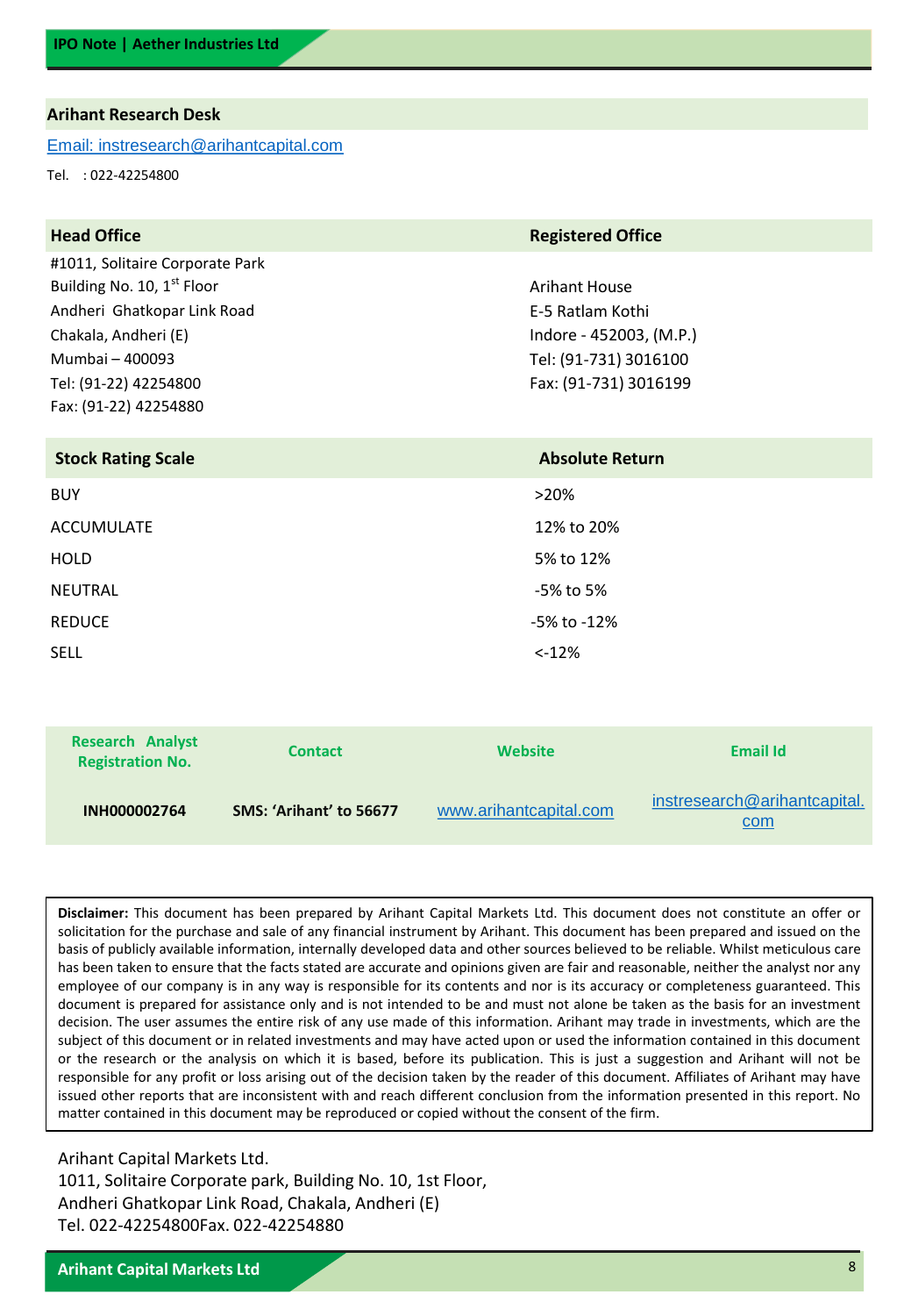**Arihant Research Desk**

Email: instresearch@arihantcapital.com

Tel. : 022-42254800

| Head Office | Registered Office |
|---|---|
| #1011, Solitaire Corporate Park<br>Building No. 10, 1st Floor<br>Andheri Ghatkopar Link Road<br>Chakala, Andheri (E)<br>Mumbai – 400093<br>Tel: (91-22) 42254800<br>Fax: (91-22) 42254880 | Arihant House<br>E-5 Ratlam Kothi<br>Indore - 452003, (M.P.)<br>Tel: (91-731) 3016100<br>Fax: (91-731) 3016199 |

| Stock Rating Scale | Absolute Return |
|---|---|
| BUY | >20% |
| ACCUMULATE | 12% to 20% |
| HOLD | 5% to 12% |
| NEUTRAL | -5% to 5% |
| REDUCE | -5% to -12% |
| SELL | <-12% |

| Research Analyst Registration No. | Contact | Website | Email Id |
|---|---|---|---|
| **INH000002764** | **SMS: 'Arihant' to 56677** | www.arihantcapital.com | instresearch@arihantcapital.com |

**Disclaimer:** This document has been prepared by Arihant Capital Markets Ltd. This document does not constitute an offer or solicitation for the purchase and sale of any financial instrument by Arihant. This document has been prepared and issued on the basis of publicly available information, internally developed data and other sources believed to be reliable. Whilst meticulous care has been taken to ensure that the facts stated are accurate and opinions given are fair and reasonable, neither the analyst nor any employee of our company is in any way is responsible for its contents and nor is its accuracy or completeness guaranteed. This document is prepared for assistance only and is not intended to be and must not alone be taken as the basis for an investment decision. The user assumes the entire risk of any use made of this information. Arihant may trade in investments, which are the subject of this document or in related investments and may have acted upon or used the information contained in this document or the research or the analysis on which it is based, before its publication. This is just a suggestion and Arihant will not be responsible for any profit or loss arising out of the decision taken by the reader of this document. Affiliates of Arihant may have issued other reports that are inconsistent with and reach different conclusion from the information presented in this report. No matter contained in this document may be reproduced or copied without the consent of the firm.

Arihant Capital Markets Ltd.
1011, Solitaire Corporate park, Building No. 10, 1st Floor,
Andheri Ghatkopar Link Road, Chakala, Andheri (E)
Tel. 022-42254800Fax. 022-42254880